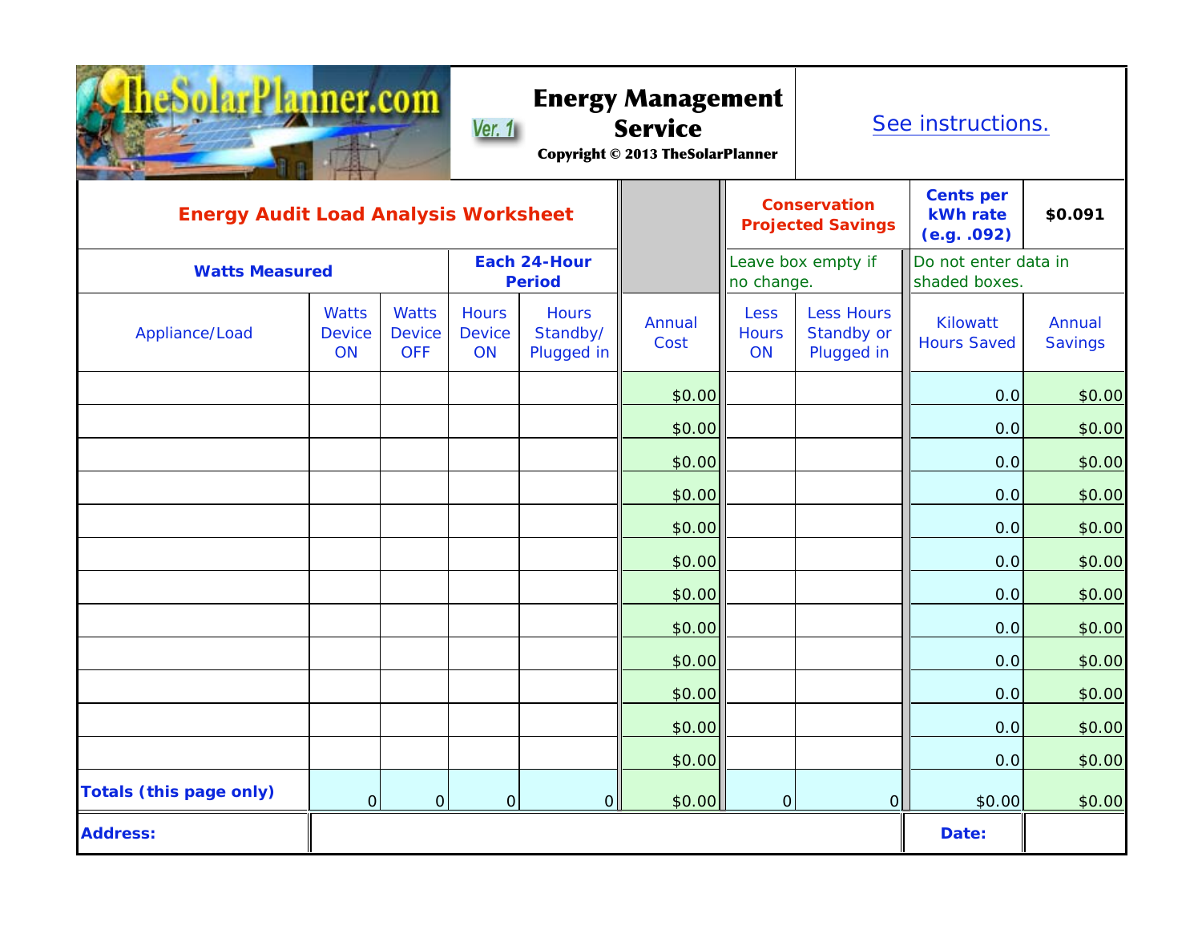# TheSolarPlanner.com

Ver. 1

## Energy Management Service

Copyright © 2013 TheSolarPlanner

See instructions.

| Energy Audit Load Analysis Worksheet | | | | | | Conservation Projected Savings | | Cents per kWh rate (e.g. .092) | $0.091 |
|---|---|---|---|---|---|---|---|---|---|
| Watts Measured | | | Each 24-Hour Period | | | Leave box empty if no change. | | Do not enter data in shaded boxes. | |
| Appliance/Load | Watts Device ON | Watts Device OFF | Hours Device ON | Hours Standby/ Plugged in | Annual Cost | Less Hours ON | Less Hours Standby or Plugged in | Kilowatt Hours Saved | Annual Savings |
| | | | | | $0.00 | | | 0.0 | $0.00 |
| | | | | | $0.00 | | | 0.0 | $0.00 |
| | | | | | $0.00 | | | 0.0 | $0.00 |
| | | | | | $0.00 | | | 0.0 | $0.00 |
| | | | | | $0.00 | | | 0.0 | $0.00 |
| | | | | | $0.00 | | | 0.0 | $0.00 |
| | | | | | $0.00 | | | 0.0 | $0.00 |
| | | | | | $0.00 | | | 0.0 | $0.00 |
| | | | | | $0.00 | | | 0.0 | $0.00 |
| | | | | | $0.00 | | | 0.0 | $0.00 |
| | | | | | $0.00 | | | 0.0 | $0.00 |
| | | | | | $0.00 | | | 0.0 | $0.00 |
| **Totals (this page only)** | 0 | 0 | 0 | 0 | $0.00 | 0 | 0 | $0.00 | $0.00 |
| **Address:** | | | | | | | | **Date:** | |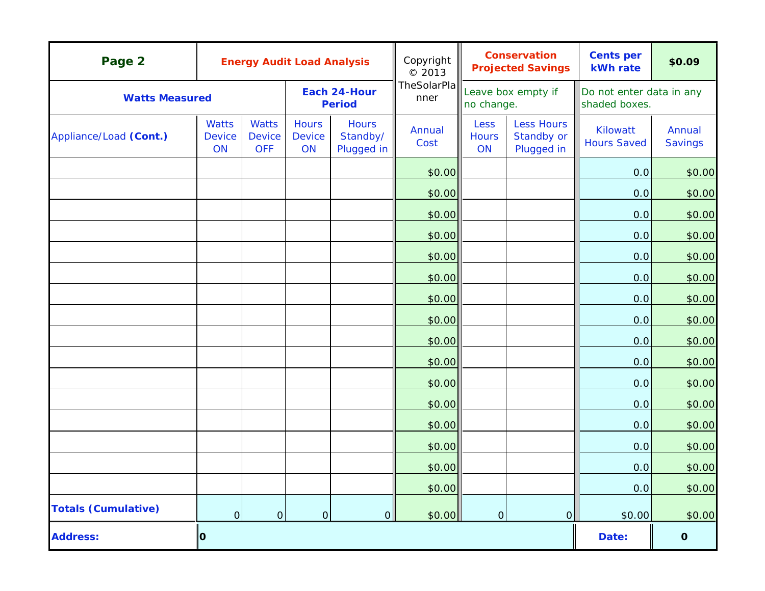| Page 2 | Energy Audit Load Analysis | | | | Copyright © 2013 TheSolarPlanner | Conservation Projected Savings | | Cents per kWh rate | $0.09 |
|---|---|---|---|---|---|---|---|---|---|
| Watts Measured | | | Each 24-Hour Period | | | Leave box empty if no change. | | Do not enter data in any shaded boxes. | |
| Appliance/Load **(Cont.)** | Watts Device ON | Watts Device OFF | Hours Device ON | Hours Standby/ Plugged in | Annual Cost | Less Hours ON | Less Hours Standby or Plugged in | Kilowatt Hours Saved | Annual Savings |
| | | | | | $0.00 | | | 0.0 | $0.00 |
| | | | | | $0.00 | | | 0.0 | $0.00 |
| | | | | | $0.00 | | | 0.0 | $0.00 |
| | | | | | $0.00 | | | 0.0 | $0.00 |
| | | | | | $0.00 | | | 0.0 | $0.00 |
| | | | | | $0.00 | | | 0.0 | $0.00 |
| | | | | | $0.00 | | | 0.0 | $0.00 |
| | | | | | $0.00 | | | 0.0 | $0.00 |
| | | | | | $0.00 | | | 0.0 | $0.00 |
| | | | | | $0.00 | | | 0.0 | $0.00 |
| | | | | | $0.00 | | | 0.0 | $0.00 |
| | | | | | $0.00 | | | 0.0 | $0.00 |
| | | | | | $0.00 | | | 0.0 | $0.00 |
| | | | | | $0.00 | | | 0.0 | $0.00 |
| | | | | | $0.00 | | | 0.0 | $0.00 |
| | | | | | $0.00 | | | 0.0 | $0.00 |
| **Totals (Cumulative)** | 0 | 0 | 0 | 0 | $0.00 | 0 | 0 | $0.00 | $0.00 |
| **Address:** | **0** | | | | | | | **Date:** | **0** |